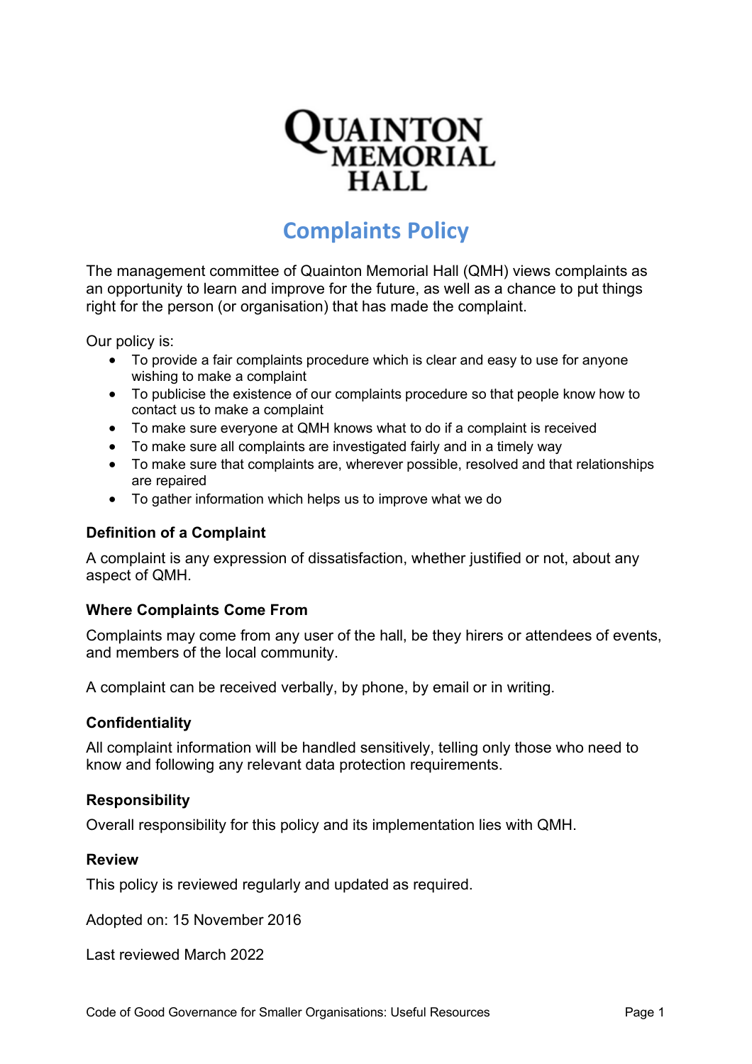# Quainton Memorial Hall

## Complaints Policy

The management committee of Quainton Memorial Hall (QMH) views complaints as an opportunity to learn and improve for the future, as well as a chance to put things right for the person (or organisation) that has made the complaint.

Our policy is:

- To provide a fair complaints procedure which is clear and easy to use for anyone wishing to make a complaint
- To publicise the existence of our complaints procedure so that people know how to contact us to make a complaint
- To make sure everyone at QMH knows what to do if a complaint is received
- To make sure all complaints are investigated fairly and in a timely way
- To make sure that complaints are, wherever possible, resolved and that relationships are repaired
- To gather information which helps us to improve what we do

### Definition of a Complaint

A complaint is any expression of dissatisfaction, whether justified or not, about any aspect of QMH.

### Where Complaints Come From

Complaints may come from any user of the hall, be they hirers or attendees of events, and members of the local community.

A complaint can be received verbally, by phone, by email or in writing.

### Confidentiality

All complaint information will be handled sensitively, telling only those who need to know and following any relevant data protection requirements.

### Responsibility

Overall responsibility for this policy and its implementation lies with QMH.

### Review

This policy is reviewed regularly and updated as required.

Adopted on: 15 November 2016

Last reviewed March 2022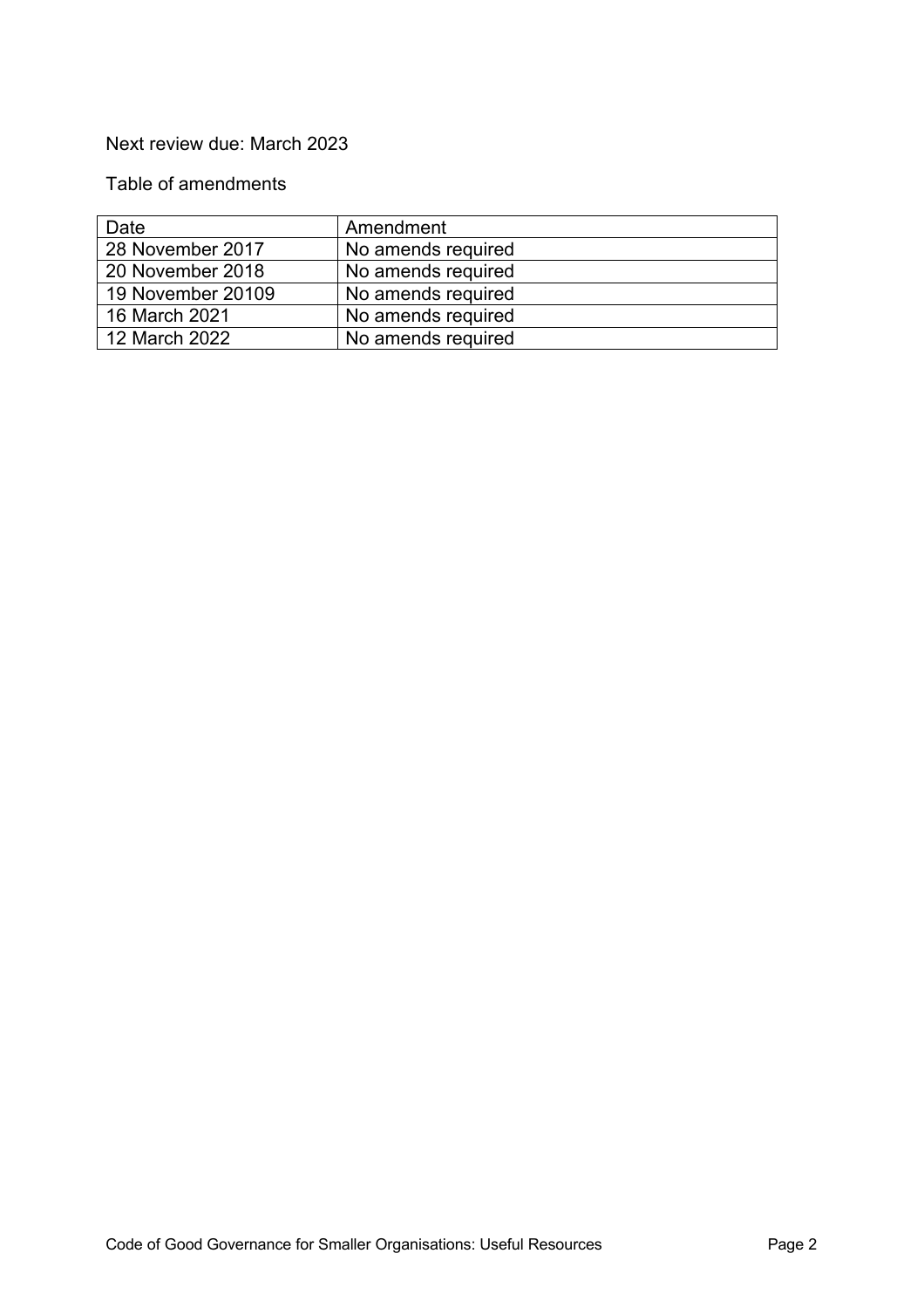Next review due: March 2023

Table of amendments

| Date | Amendment |
| --- | --- |
| 28 November 2017 | No amends required |
| 20 November 2018 | No amends required |
| 19 November 20109 | No amends required |
| 16 March 2021 | No amends required |
| 12 March 2022 | No amends required |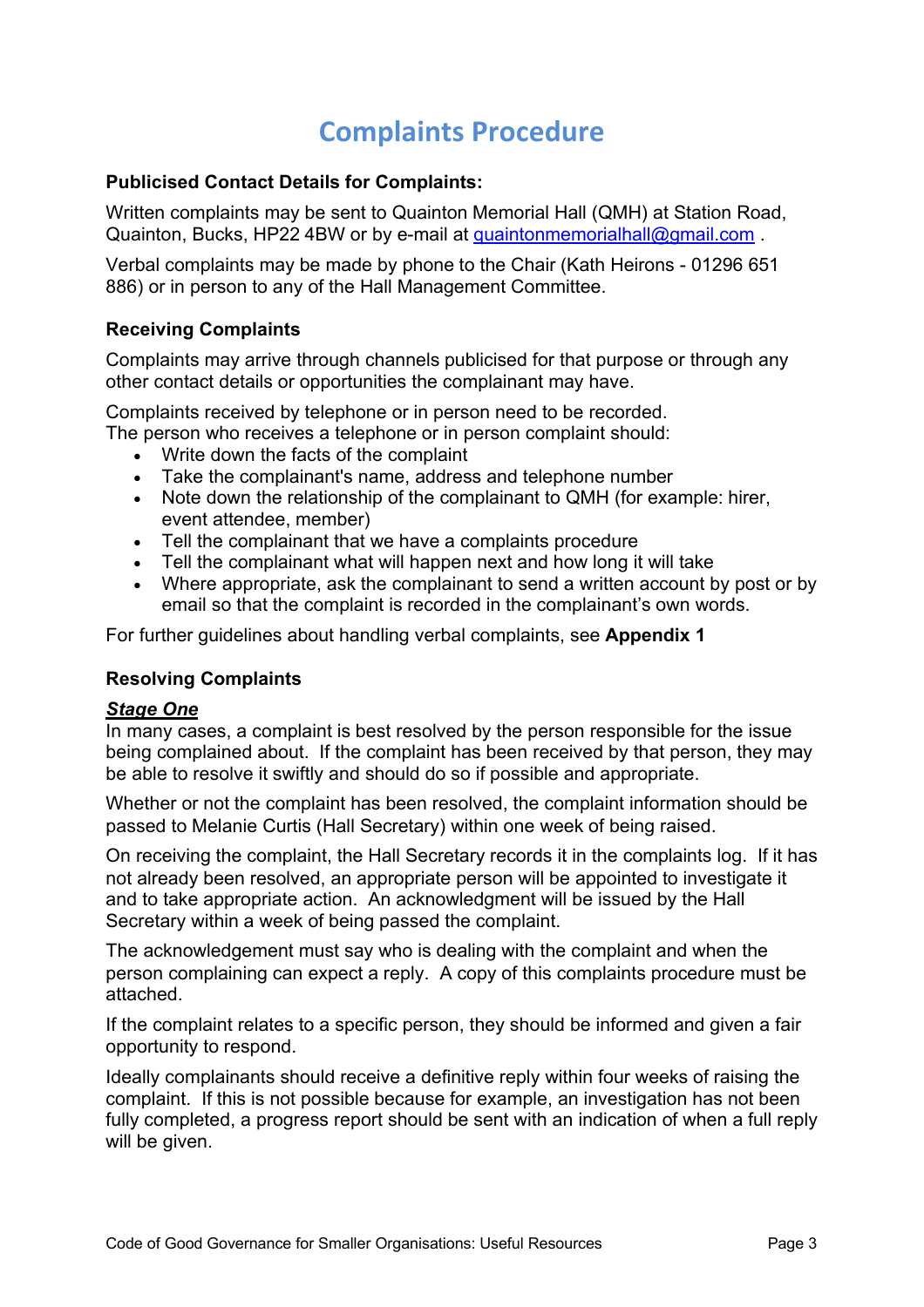# Complaints Procedure

**Publicised Contact Details for Complaints:**

Written complaints may be sent to Quainton Memorial Hall (QMH) at Station Road, Quainton, Bucks, HP22 4BW or by e-mail at quaintonmemorialhall@gmail.com .

Verbal complaints may be made by phone to the Chair (Kath Heirons - 01296 651 886) or in person to any of the Hall Management Committee.

**Receiving Complaints**

Complaints may arrive through channels publicised for that purpose or through any other contact details or opportunities the complainant may have.

Complaints received by telephone or in person need to be recorded.
The person who receives a telephone or in person complaint should:

- Write down the facts of the complaint
- Take the complainant's name, address and telephone number
- Note down the relationship of the complainant to QMH (for example: hirer, event attendee, member)
- Tell the complainant that we have a complaints procedure
- Tell the complainant what will happen next and how long it will take
- Where appropriate, ask the complainant to send a written account by post or by email so that the complaint is recorded in the complainant's own words.

For further guidelines about handling verbal complaints, see **Appendix 1**

**Resolving Complaints**

***Stage One***

In many cases, a complaint is best resolved by the person responsible for the issue being complained about. If the complaint has been received by that person, they may be able to resolve it swiftly and should do so if possible and appropriate.

Whether or not the complaint has been resolved, the complaint information should be passed to Melanie Curtis (Hall Secretary) within one week of being raised.

On receiving the complaint, the Hall Secretary records it in the complaints log. If it has not already been resolved, an appropriate person will be appointed to investigate it and to take appropriate action. An acknowledgment will be issued by the Hall Secretary within a week of being passed the complaint.

The acknowledgement must say who is dealing with the complaint and when the person complaining can expect a reply. A copy of this complaints procedure must be attached.

If the complaint relates to a specific person, they should be informed and given a fair opportunity to respond.

Ideally complainants should receive a definitive reply within four weeks of raising the complaint. If this is not possible because for example, an investigation has not been fully completed, a progress report should be sent with an indication of when a full reply will be given.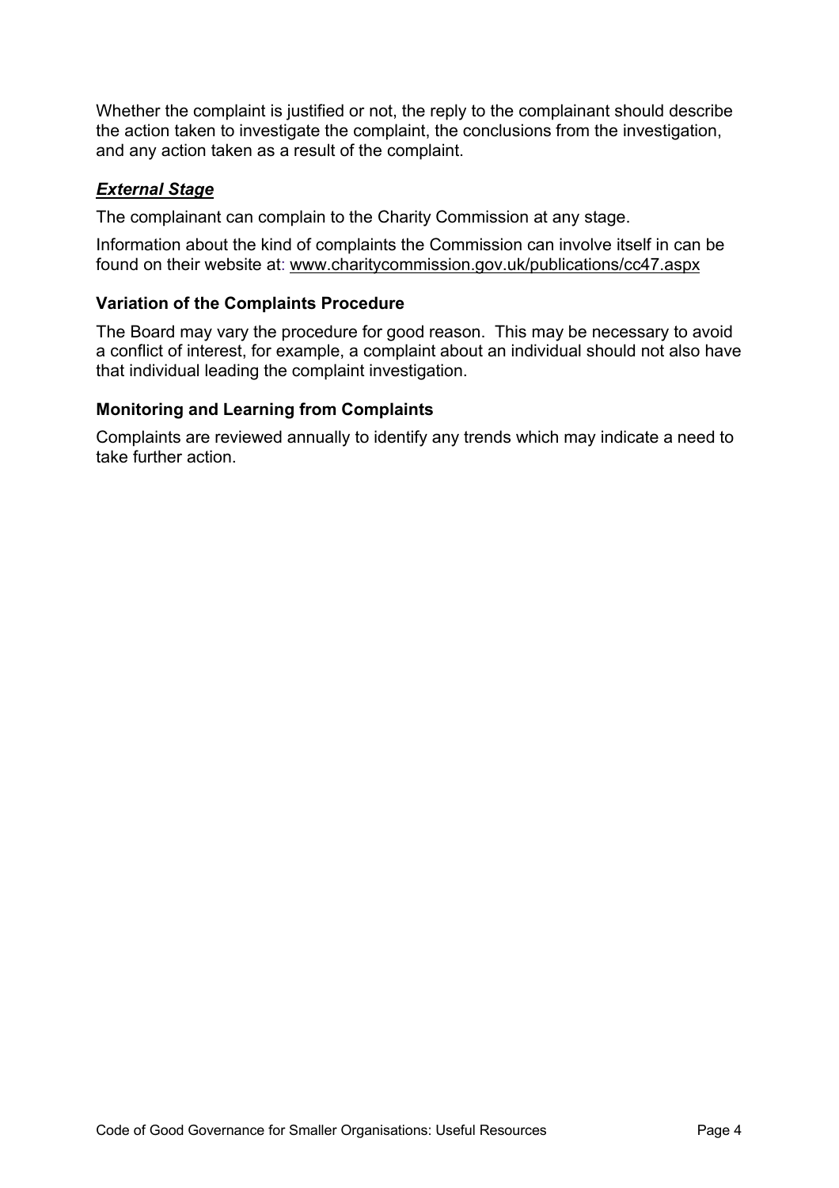Whether the complaint is justified or not, the reply to the complainant should describe the action taken to investigate the complaint, the conclusions from the investigation, and any action taken as a result of the complaint.

### ***External Stage***

The complainant can complain to the Charity Commission at any stage.

Information about the kind of complaints the Commission can involve itself in can be found on their website at: www.charitycommission.gov.uk/publications/cc47.aspx

### **Variation of the Complaints Procedure**

The Board may vary the procedure for good reason. This may be necessary to avoid a conflict of interest, for example, a complaint about an individual should not also have that individual leading the complaint investigation.

### **Monitoring and Learning from Complaints**

Complaints are reviewed annually to identify any trends which may indicate a need to take further action.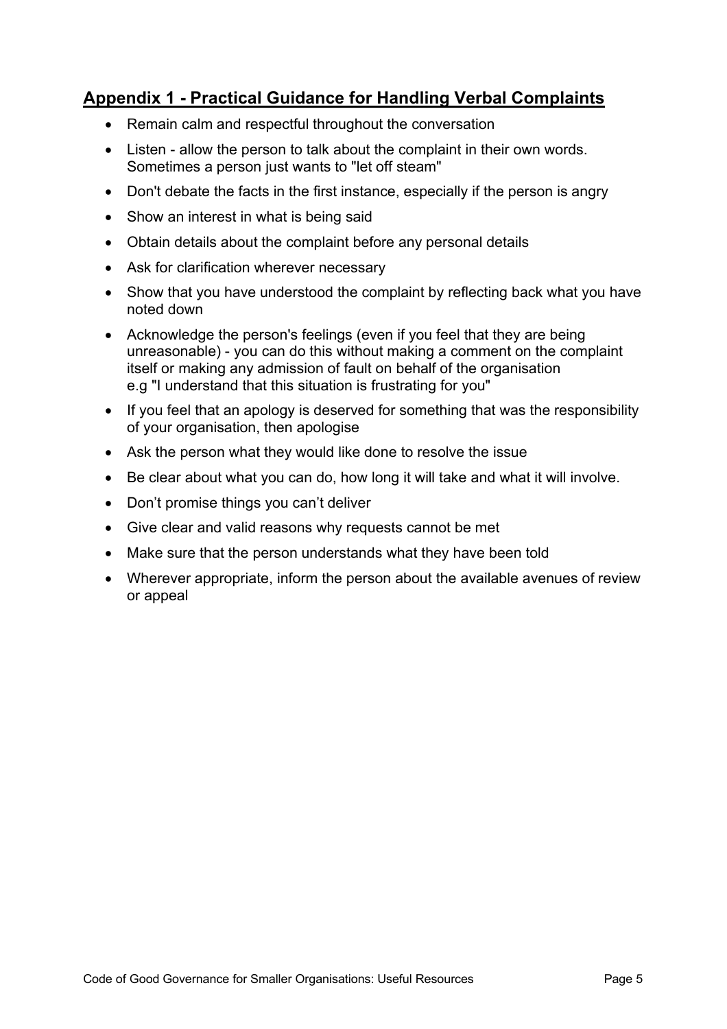## Appendix 1 - Practical Guidance for Handling Verbal Complaints

- Remain calm and respectful throughout the conversation
- Listen - allow the person to talk about the complaint in their own words. Sometimes a person just wants to "let off steam"
- Don't debate the facts in the first instance, especially if the person is angry
- Show an interest in what is being said
- Obtain details about the complaint before any personal details
- Ask for clarification wherever necessary
- Show that you have understood the complaint by reflecting back what you have noted down
- Acknowledge the person's feelings (even if you feel that they are being unreasonable) - you can do this without making a comment on the complaint itself or making any admission of fault on behalf of the organisation e.g "I understand that this situation is frustrating for you"
- If you feel that an apology is deserved for something that was the responsibility of your organisation, then apologise
- Ask the person what they would like done to resolve the issue
- Be clear about what you can do, how long it will take and what it will involve.
- Don’t promise things you can’t deliver
- Give clear and valid reasons why requests cannot be met
- Make sure that the person understands what they have been told
- Wherever appropriate, inform the person about the available avenues of review or appeal